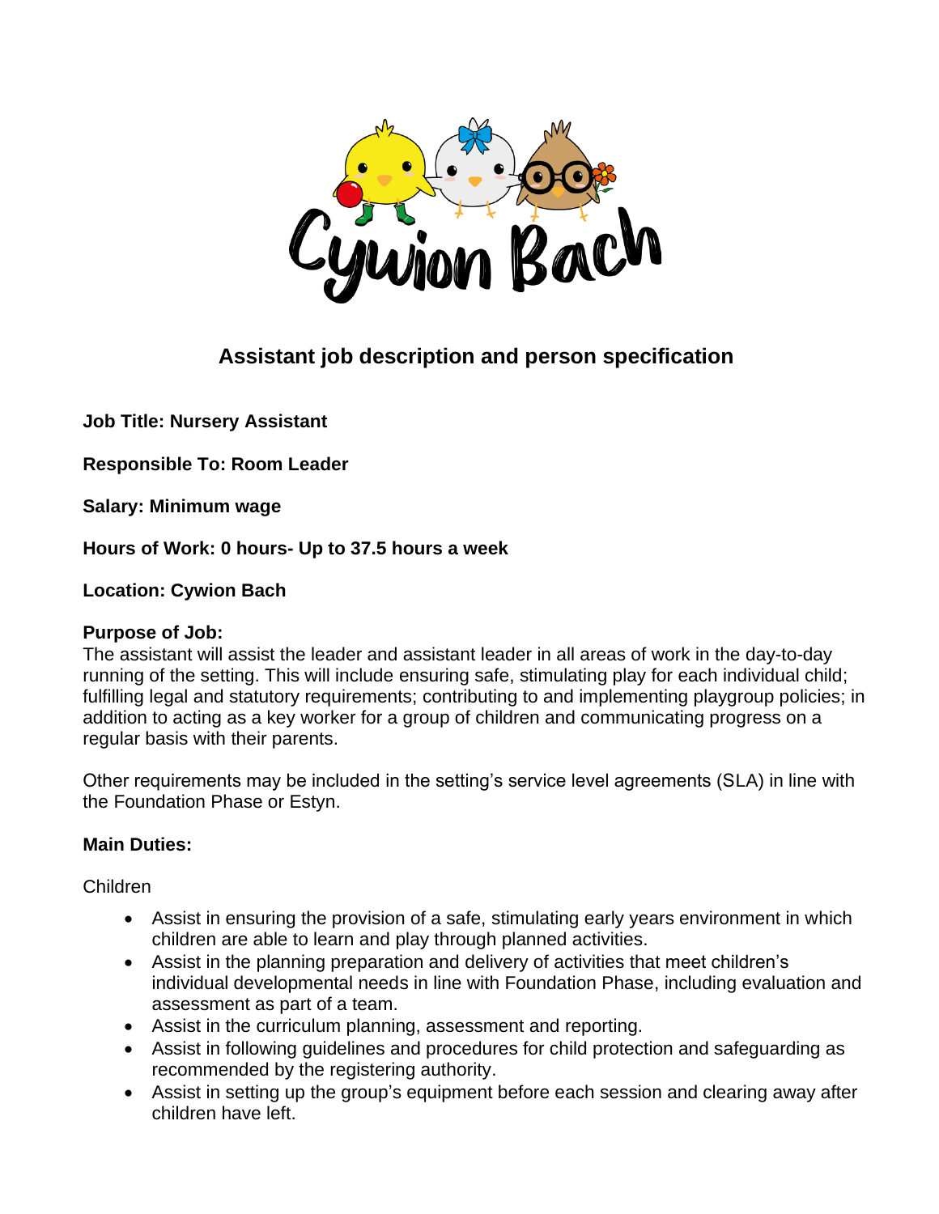Cywion Bach

## Assistant job description and person specification

**Job Title: Nursery Assistant**

**Responsible To: Room Leader**

**Salary: Minimum wage**

**Hours of Work: 0 hours- Up to 37.5 hours a week**

**Location: Cywion Bach**

**Purpose of Job:**
The assistant will assist the leader and assistant leader in all areas of work in the day-to-day running of the setting. This will include ensuring safe, stimulating play for each individual child; fulfilling legal and statutory requirements; contributing to and implementing playgroup policies; in addition to acting as a key worker for a group of children and communicating progress on a regular basis with their parents.

Other requirements may be included in the setting's service level agreements (SLA) in line with the Foundation Phase or Estyn.

**Main Duties:**

Children

- Assist in ensuring the provision of a safe, stimulating early years environment in which children are able to learn and play through planned activities.
- Assist in the planning preparation and delivery of activities that meet children's individual developmental needs in line with Foundation Phase, including evaluation and assessment as part of a team.
- Assist in the curriculum planning, assessment and reporting.
- Assist in following guidelines and procedures for child protection and safeguarding as recommended by the registering authority.
- Assist in setting up the group's equipment before each session and clearing away after children have left.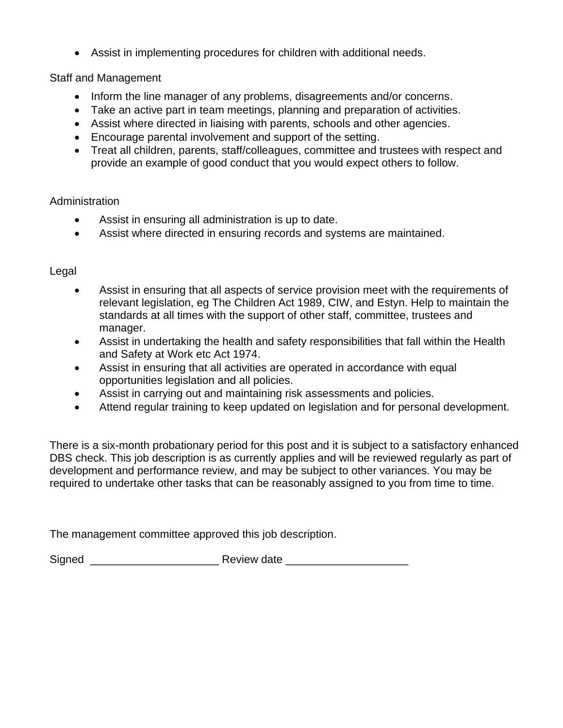- Assist in implementing procedures for children with additional needs.

Staff and Management

- Inform the line manager of any problems, disagreements and/or concerns.
- Take an active part in team meetings, planning and preparation of activities.
- Assist where directed in liaising with parents, schools and other agencies.
- Encourage parental involvement and support of the setting.
- Treat all children, parents, staff/colleagues, committee and trustees with respect and provide an example of good conduct that you would expect others to follow.

Administration

- Assist in ensuring all administration is up to date.
- Assist where directed in ensuring records and systems are maintained.

Legal

- Assist in ensuring that all aspects of service provision meet with the requirements of relevant legislation, eg The Children Act 1989, CIW, and Estyn. Help to maintain the standards at all times with the support of other staff, committee, trustees and manager.
- Assist in undertaking the health and safety responsibilities that fall within the Health and Safety at Work etc Act 1974.
- Assist in ensuring that all activities are operated in accordance with equal opportunities legislation and all policies.
- Assist in carrying out and maintaining risk assessments and policies.
- Attend regular training to keep updated on legislation and for personal development.

There is a six-month probationary period for this post and it is subject to a satisfactory enhanced DBS check. This job description is as currently applies and will be reviewed regularly as part of development and performance review, and may be subject to other variances. You may be required to undertake other tasks that can be reasonably assigned to you from time to time.

The management committee approved this job description.

Signed ____________________ Review date ___________________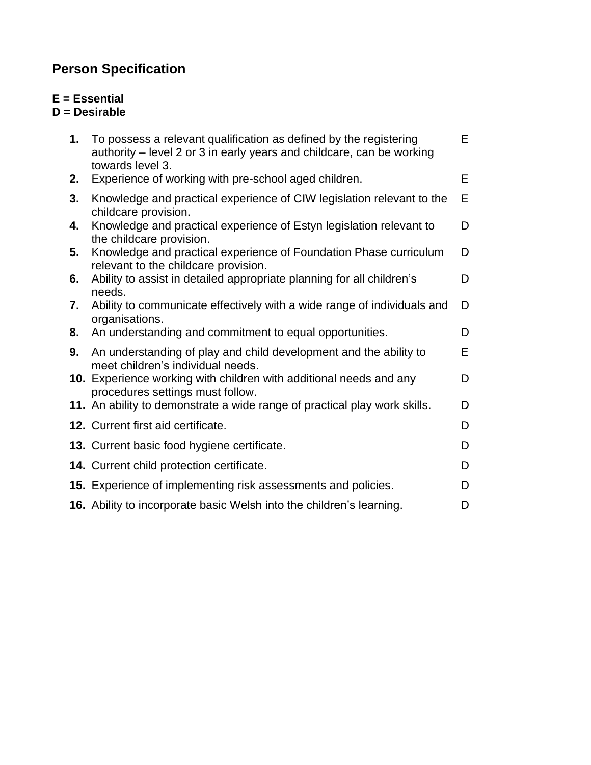## Person Specification

**E = Essential**
**D = Desirable**

| | | |
|---|---|---|
| **1.** | To possess a relevant qualification as defined by the registering authority – level 2 or 3 in early years and childcare, can be working towards level 3. | E |
| **2.** | Experience of working with pre-school aged children. | E |
| **3.** | Knowledge and practical experience of CIW legislation relevant to the childcare provision. | E |
| **4.** | Knowledge and practical experience of Estyn legislation relevant to the childcare provision. | D |
| **5.** | Knowledge and practical experience of Foundation Phase curriculum relevant to the childcare provision. | D |
| **6.** | Ability to assist in detailed appropriate planning for all children's needs. | D |
| **7.** | Ability to communicate effectively with a wide range of individuals and organisations. | D |
| **8.** | An understanding and commitment to equal opportunities. | D |
| **9.** | An understanding of play and child development and the ability to meet children's individual needs. | E |
| **10.** | Experience working with children with additional needs and any procedures settings must follow. | D |
| **11.** | An ability to demonstrate a wide range of practical play work skills. | D |
| **12.** | Current first aid certificate. | D |
| **13.** | Current basic food hygiene certificate. | D |
| **14.** | Current child protection certificate. | D |
| **15.** | Experience of implementing risk assessments and policies. | D |
| **16.** | Ability to incorporate basic Welsh into the children's learning. | D |